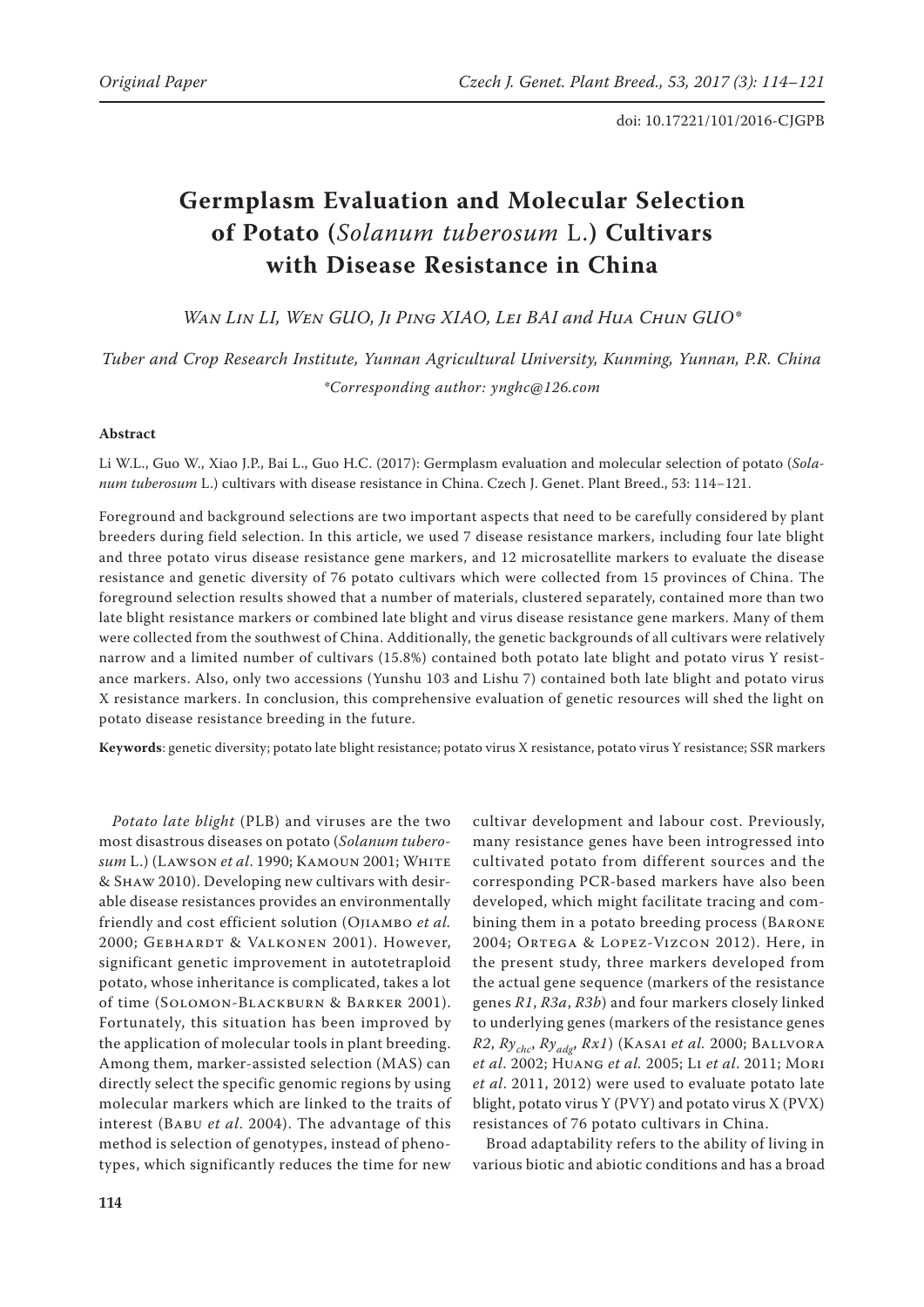doi: 10.17221/101/2016-CJGPB

# Germplasm Evaluation and Molecular Selection of Potato (*Solanum tuberosum* L.) Cultivars with Disease Resistance in China

*Wan Lin LI, Wen GUO, Ji Ping XIAO, Lei BAI and Hua Chun GUO\**

*Tuber and Crop Research Institute, Yunnan Agricultural University, Kunming, Yunnan, P.R. China*
*\*Corresponding author: ynghc@126.com*

**Abstract**

Li W.L., Guo W., Xiao J.P., Bai L., Guo H.C. (2017): Germplasm evaluation and molecular selection of potato (*Solanum tuberosum* L.) cultivars with disease resistance in China. Czech J. Genet. Plant Breed., 53: 114–121.

Foreground and background selections are two important aspects that need to be carefully considered by plant breeders during field selection. In this article, we used 7 disease resistance markers, including four late blight and three potato virus disease resistance gene markers, and 12 microsatellite markers to evaluate the disease resistance and genetic diversity of 76 potato cultivars which were collected from 15 provinces of China. The foreground selection results showed that a number of materials, clustered separately, contained more than two late blight resistance markers or combined late blight and virus disease resistance gene markers. Many of them were collected from the southwest of China. Additionally, the genetic backgrounds of all cultivars were relatively narrow and a limited number of cultivars (15.8%) contained both potato late blight and potato virus Y resistance markers. Also, only two accessions (Yunshu 103 and Lishu 7) contained both late blight and potato virus X resistance markers. In conclusion, this comprehensive evaluation of genetic resources will shed the light on potato disease resistance breeding in the future.

**Keywords**: genetic diversity; potato late blight resistance; potato virus X resistance, potato virus Y resistance; SSR markers

*Potato late blight* (PLB) and viruses are the two most disastrous diseases on potato (*Solanum tuberosum* L.) (Lawson *et al*. 1990; Kamoun 2001; White & Shaw 2010). Developing new cultivars with desirable disease resistances provides an environmentally friendly and cost efficient solution (Ojiambo *et al.* 2000; Gebhardt & Valkonen 2001). However, significant genetic improvement in autotetraploid potato, whose inheritance is complicated, takes a lot of time (Solomon-Blackburn & Barker 2001). Fortunately, this situation has been improved by the application of molecular tools in plant breeding. Among them, marker-assisted selection (MAS) can directly select the specific genomic regions by using molecular markers which are linked to the traits of interest (Babu *et al*. 2004). The advantage of this method is selection of genotypes, instead of phenotypes, which significantly reduces the time for new cultivar development and labour cost. Previously, many resistance genes have been introgressed into cultivated potato from different sources and the corresponding PCR-based markers have also been developed, which might facilitate tracing and combining them in a potato breeding process (Barone 2004; Ortega & Lopez-Vizcon 2012). Here, in the present study, three markers developed from the actual gene sequence (markers of the resistance genes *R1*, *R3a*, *R3b*) and four markers closely linked to underlying genes (markers of the resistance genes *R2*, $Ry_{chc}$, $Ry_{adg}$, *Rx1*) (Kasai *et al.* 2000; Ballvora *et al*. 2002; Huang *et al.* 2005; Li *et al*. 2011; Mori *et al*. 2011, 2012) were used to evaluate potato late blight, potato virus Y (PVY) and potato virus X (PVX) resistances of 76 potato cultivars in China.

Broad adaptability refers to the ability of living in various biotic and abiotic conditions and has a broad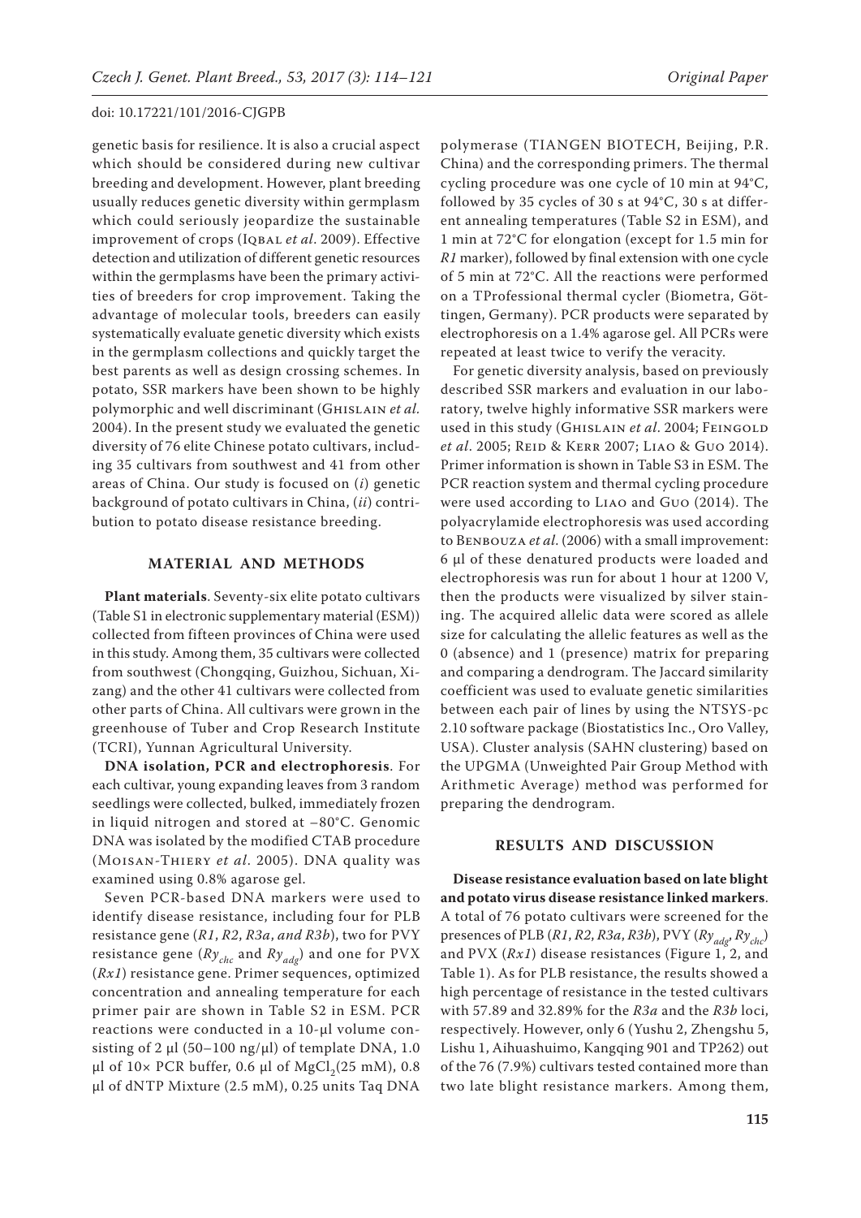genetic basis for resilience. It is also a crucial aspect which should be considered during new cultivar breeding and development. However, plant breeding usually reduces genetic diversity within germplasm which could seriously jeopardize the sustainable improvement of crops (Iqbal *et al*. 2009). Effective detection and utilization of different genetic resources within the germplasms have been the primary activities of breeders for crop improvement. Taking the advantage of molecular tools, breeders can easily systematically evaluate genetic diversity which exists in the germplasm collections and quickly target the best parents as well as design crossing schemes. In potato, SSR markers have been shown to be highly polymorphic and well discriminant (Ghislain *et al.* 2004). In the present study we evaluated the genetic diversity of 76 elite Chinese potato cultivars, including 35 cultivars from southwest and 41 from other areas of China. Our study is focused on (*i*) genetic background of potato cultivars in China, (*ii*) contribution to potato disease resistance breeding.

## MATERIAL AND METHODS

**Plant materials**. Seventy-six elite potato cultivars (Table S1 in electronic supplementary material (ESM)) collected from fifteen provinces of China were used in this study. Among them, 35 cultivars were collected from southwest (Chongqing, Guizhou, Sichuan, Xizang) and the other 41 cultivars were collected from other parts of China. All cultivars were grown in the greenhouse of Tuber and Crop Research Institute (TCRI), Yunnan Agricultural University.

**DNA isolation, PCR and electrophoresis**. For each cultivar, young expanding leaves from 3 random seedlings were collected, bulked, immediately frozen in liquid nitrogen and stored at –80°C. Genomic DNA was isolated by the modified CTAB procedure (Moisan-Thiery *et al*. 2005). DNA quality was examined using 0.8% agarose gel.

Seven PCR-based DNA markers were used to identify disease resistance, including four for PLB resistance gene (*R1*, *R2*, *R3a*, *and R3b*), two for PVY resistance gene ($Ry_{chc}$ and $Ry_{adg}$) and one for PVX (*Rx1*) resistance gene. Primer sequences, optimized concentration and annealing temperature for each primer pair are shown in Table S2 in ESM. PCR reactions were conducted in a 10-µl volume consisting of 2 µl (50–100 ng/µl) of template DNA, 1.0 µl of 10× PCR buffer, 0.6 µl of $MgCl_2$(25 mM), 0.8 µl of dNTP Mixture (2.5 mM), 0.25 units Taq DNA polymerase (TIANGEN BIOTECH, Beijing, P.R. China) and the corresponding primers. The thermal cycling procedure was one cycle of 10 min at 94°C, followed by 35 cycles of 30 s at 94°C, 30 s at different annealing temperatures (Table S2 in ESM), and 1 min at 72°C for elongation (except for 1.5 min for *R1* marker), followed by final extension with one cycle of 5 min at 72°C. All the reactions were performed on a TProfessional thermal cycler (Biometra, Göttingen, Germany). PCR products were separated by electrophoresis on a 1.4% agarose gel. All PCRs were repeated at least twice to verify the veracity.

For genetic diversity analysis, based on previously described SSR markers and evaluation in our laboratory, twelve highly informative SSR markers were used in this study (Ghislain *et al*. 2004; Feingold *et al*. 2005; Reid & Kerr 2007; Liao & Guo 2014). Primer information is shown in Table S3 in ESM. The PCR reaction system and thermal cycling procedure were used according to Liao and Guo (2014). The polyacrylamide electrophoresis was used according to Benbouza *et al*. (2006) with a small improvement: 6 µl of these denatured products were loaded and electrophoresis was run for about 1 hour at 1200 V, then the products were visualized by silver staining. The acquired allelic data were scored as allele size for calculating the allelic features as well as the 0 (absence) and 1 (presence) matrix for preparing and comparing a dendrogram. The Jaccard similarity coefficient was used to evaluate genetic similarities between each pair of lines by using the NTSYS-pc 2.10 software package (Biostatistics Inc., Oro Valley, USA). Cluster analysis (SAHN clustering) based on the UPGMA (Unweighted Pair Group Method with Arithmetic Average) method was performed for preparing the dendrogram.

## RESULTS AND DISCUSSION

**Disease resistance evaluation based on late blight and potato virus disease resistance linked markers**. A total of 76 potato cultivars were screened for the presences of PLB (*R1*, *R2*, *R3a*, *R3b*), PVY ($Ry_{adg}$, $Ry_{chc}$) and PVX (*Rx1*) disease resistances (Figure 1, 2, and Table 1). As for PLB resistance, the results showed a high percentage of resistance in the tested cultivars with 57.89 and 32.89% for the *R3a* and the *R3b* loci, respectively. However, only 6 (Yushu 2, Zhengshu 5, Lishu 1, Aihuashuimo, Kangqing 901 and TP262) out of the 76 (7.9%) cultivars tested contained more than two late blight resistance markers. Among them,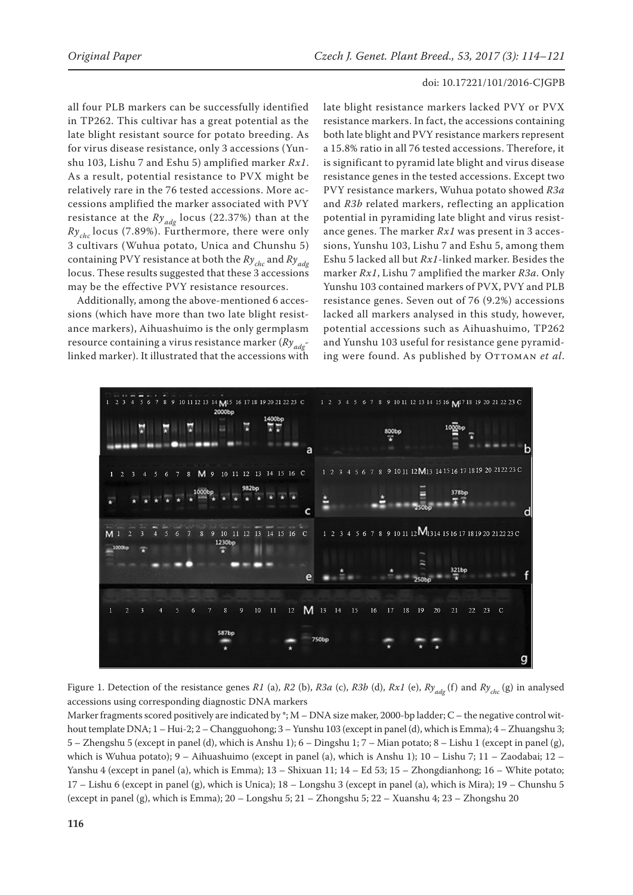all four PLB markers can be successfully identified in TP262. This cultivar has a great potential as the late blight resistant source for potato breeding. As for virus disease resistance, only 3 accessions (Yunshu 103, Lishu 7 and Eshu 5) amplified marker *Rx1*. As a result, potential resistance to PVX might be relatively rare in the 76 tested accessions. More accessions amplified the marker associated with PVY resistance at the $Ry_{adg}$ locus (22.37%) than at the $Ry_{chc}$ locus (7.89%). Furthermore, there were only 3 cultivars (Wuhua potato, Unica and Chunshu 5) containing PVY resistance at both the $Ry_{chc}$ and $Ry_{adg}$ locus. These results suggested that these 3 accessions may be the effective PVY resistance resources.

Additionally, among the above-mentioned 6 accessions (which have more than two late blight resistance markers), Aihuashuimo is the only germplasm resource containing a virus resistance marker ($Ry_{adg}$-linked marker). It illustrated that the accessions with late blight resistance markers lacked PVY or PVX resistance markers. In fact, the accessions containing both late blight and PVY resistance markers represent a 15.8% ratio in all 76 tested accessions. Therefore, it is significant to pyramid late blight and virus disease resistance genes in the tested accessions. Except two PVY resistance markers, Wuhua potato showed *R3a* and *R3b* related markers, reflecting an application potential in pyramiding late blight and virus resistance genes. The marker *Rx1* was present in 3 accessions, Yunshu 103, Lishu 7 and Eshu 5, among them Eshu 5 lacked all but *Rx1*-linked marker. Besides the marker *Rx1*, Lishu 7 amplified the marker *R3a*. Only Yunshu 103 contained markers of PVX, PVY and PLB resistance genes. Seven out of 76 (9.2%) accessions lacked all markers analysed in this study, however, potential accessions such as Aihuashuimo, TP262 and Yunshu 103 useful for resistance gene pyramiding were found. As published by Ottoman *et al*.

Figure 1. Detection of the resistance genes *R1* (a), *R2* (b), *R3a* (c), *R3b* (d), *Rx1* (e), $Ry_{adg}$ (f) and $Ry_{chc}$ (g) in analysed accessions using corresponding diagnostic DNA markers

Marker fragments scored positively are indicated by *; M – DNA size maker, 2000-bp ladder; C – the negative control without template DNA; 1 – Hui-2; 2 – Changguohong; 3 – Yunshu 103 (except in panel (d), which is Emma); 4 – Zhuangshu 3; 5 – Zhengshu 5 (except in panel (d), which is Anshu 1); 6 – Dingshu 1; 7 – Mian potato; 8 – Lishu 1 (except in panel (g), which is Wuhua potato); 9 – Aihuashuimo (except in panel (a), which is Anshu 1); 10 – Lishu 7; 11 – Zaodabai; 12 – Yanshu 4 (except in panel (a), which is Emma); 13 – Shixuan 11; 14 – Ed 53; 15 – Zhongdianhong; 16 – White potato; 17 – Lishu 6 (except in panel (g), which is Unica); 18 – Longshu 3 (except in panel (a), which is Mira); 19 – Chunshu 5 (except in panel (g), which is Emma); 20 – Longshu 5; 21 – Zhongshu 5; 22 – Xuanshu 4; 23 – Zhongshu 20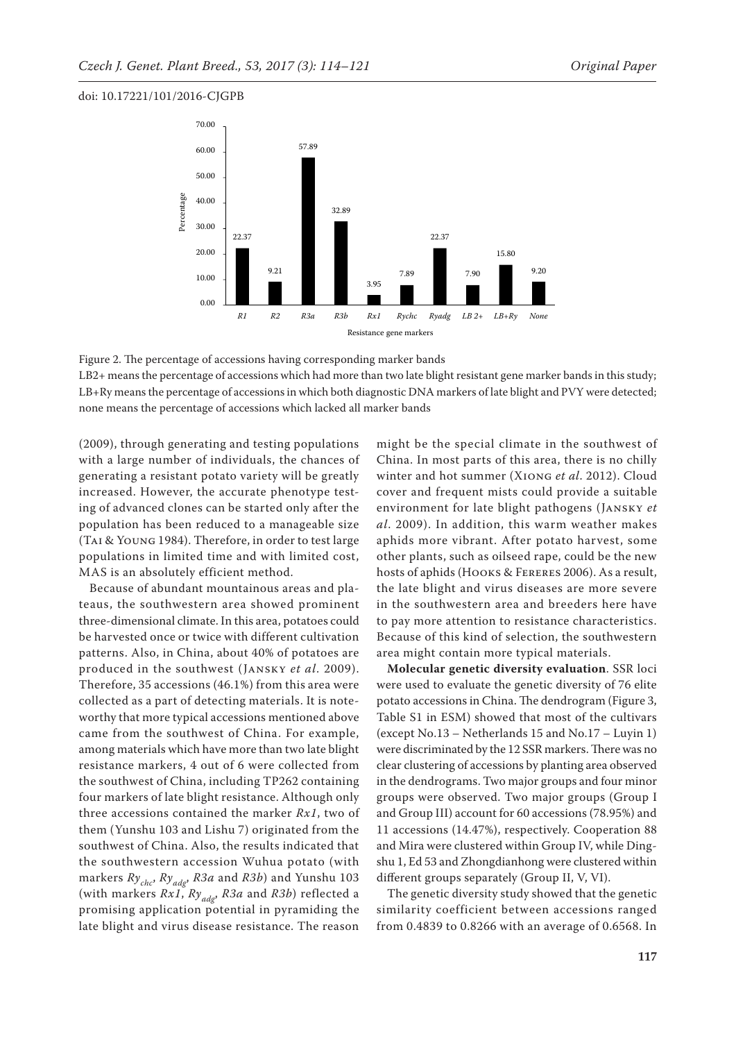Figure 2. The percentage of accessions having corresponding marker bands

LB2+ means the percentage of accessions which had more than two late blight resistant gene marker bands in this study; LB+Ry means the percentage of accessions in which both diagnostic DNA markers of late blight and PVY were detected; none means the percentage of accessions which lacked all marker bands

(2009), through generating and testing populations with a large number of individuals, the chances of generating a resistant potato variety will be greatly increased. However, the accurate phenotype testing of advanced clones can be started only after the population has been reduced to a manageable size (Tai & Young 1984). Therefore, in order to test large populations in limited time and with limited cost, MAS is an absolutely efficient method.

Because of abundant mountainous areas and plateaus, the southwestern area showed prominent three-dimensional climate. In this area, potatoes could be harvested once or twice with different cultivation patterns. Also, in China, about 40% of potatoes are produced in the southwest (Jansky *et al.* 2009). Therefore, 35 accessions (46.1%) from this area were collected as a part of detecting materials. It is noteworthy that more typical accessions mentioned above came from the southwest of China. For example, among materials which have more than two late blight resistance markers, 4 out of 6 were collected from the southwest of China, including TP262 containing four markers of late blight resistance. Although only three accessions contained the marker *Rx1*, two of them (Yunshu 103 and Lishu 7) originated from the southwest of China. Also, the results indicated that the southwestern accession Wuhua potato (with markers $Ry_{chc}$, $Ry_{adg}$, *R3a* and *R3b*) and Yunshu 103 (with markers *Rx1*, $Ry_{adg}$, *R3a* and *R3b*) reflected a promising application potential in pyramiding the late blight and virus disease resistance. The reason might be the special climate in the southwest of China. In most parts of this area, there is no chilly winter and hot summer (Xiong *et al.* 2012). Cloud cover and frequent mists could provide a suitable environment for late blight pathogens (Jansky *et al.* 2009). In addition, this warm weather makes aphids more vibrant. After potato harvest, some other plants, such as oilseed rape, could be the new hosts of aphids (Hooks & Fereres 2006). As a result, the late blight and virus diseases are more severe in the southwestern area and breeders here have to pay more attention to resistance characteristics. Because of this kind of selection, the southwestern area might contain more typical materials.

**Molecular genetic diversity evaluation**. SSR loci were used to evaluate the genetic diversity of 76 elite potato accessions in China. The dendrogram (Figure 3, Table S1 in ESM) showed that most of the cultivars (except No.13 – Netherlands 15 and No.17 – Luyin 1) were discriminated by the 12 SSR markers. There was no clear clustering of accessions by planting area observed in the dendrograms. Two major groups and four minor groups were observed. Two major groups (Group I and Group III) account for 60 accessions (78.95%) and 11 accessions (14.47%), respectively. Cooperation 88 and Mira were clustered within Group IV, while Dingshu 1, Ed 53 and Zhongdianhong were clustered within different groups separately (Group II, V, VI).

The genetic diversity study showed that the genetic similarity coefficient between accessions ranged from 0.4839 to 0.8266 with an average of 0.6568. In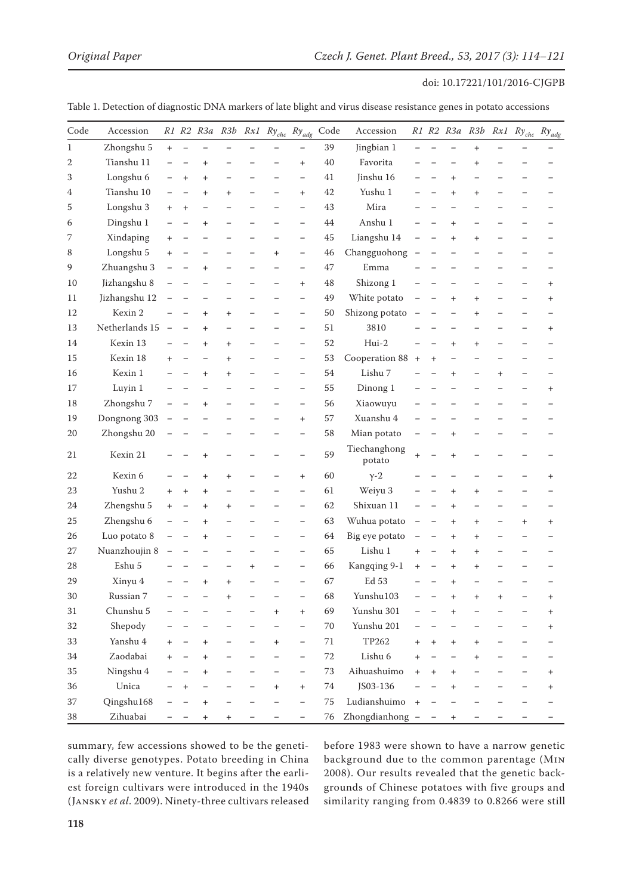Table 1. Detection of diagnostic DNA markers of late blight and virus disease resistance genes in potato accessions

| Code | Accession | *R1* | *R2* | *R3a* | *R3b* | *Rx1* | $Ry_{chc}$ | $Ry_{adg}$ | Code | Accession | *R1* | *R2* | *R3a* | *R3b* | *Rx1* | $Ry_{chc}$ | $Ry_{adg}$ |
|---|---|---|---|---|---|---|---|---|---|---|---|---|---|---|---|---|---|
| 1 | Zhongshu 5 | + | – | – | – | – | – | – | 39 | Jingbian 1 | – | – | – | + | – | – | – |
| 2 | Tianshu 11 | – | – | + | – | – | – | + | 40 | Favorita | – | – | – | + | – | – | – |
| 3 | Longshu 6 | – | + | + | – | – | – | – | 41 | Jinshu 16 | – | – | + | – | – | – | – |
| 4 | Tianshu 10 | – | – | + | + | – | – | + | 42 | Yushu 1 | – | – | + | + | – | – | – |
| 5 | Longshu 3 | + | + | – | – | – | – | – | 43 | Mira | – | – | – | – | – | – | – |
| 6 | Dingshu 1 | – | – | + | – | – | – | – | 44 | Anshu 1 | – | – | + | – | – | – | – |
| 7 | Xindaping | + | – | – | – | – | – | – | 45 | Liangshu 14 | – | – | + | + | – | – | – |
| 8 | Longshu 5 | + | – | – | – | – | + | – | 46 | Changguohong | – | – | – | – | – | – | – |
| 9 | Zhuangshu 3 | – | – | + | – | – | – | – | 47 | Emma | – | – | – | – | – | – | – |
| 10 | Jizhangshu 8 | – | – | – | – | – | – | + | 48 | Shizong 1 | – | – | – | – | – | – | + |
| 11 | Jizhangshu 12 | – | – | – | – | – | – | – | 49 | White potato | – | – | + | + | – | – | + |
| 12 | Kexin 2 | – | – | + | + | – | – | – | 50 | Shizong potato | – | – | – | + | – | – | – |
| 13 | Netherlands 15 | – | – | + | – | – | – | – | 51 | 3810 | – | – | – | – | – | – | + |
| 14 | Kexin 13 | – | – | + | + | – | – | – | 52 | Hui-2 | – | – | + | + | – | – | – |
| 15 | Kexin 18 | + | – | – | + | – | – | – | 53 | Cooperation 88 | + | + | – | – | – | – | – |
| 16 | Kexin 1 | – | – | + | + | – | – | – | 54 | Lishu 7 | – | – | + | – | + | – | – |
| 17 | Luyin 1 | – | – | – | – | – | – | – | 55 | Dinong 1 | – | – | – | – | – | – | + |
| 18 | Zhongshu 7 | – | – | + | – | – | – | – | 56 | Xiaowuyu | – | – | – | – | – | – | – |
| 19 | Dongnong 303 | – | – | – | – | – | – | + | 57 | Xuanshu 4 | – | – | – | – | – | – | – |
| 20 | Zhongshu 20 | – | – | – | – | – | – | – | 58 | Mian potato | – | – | + | – | – | – | – |
| 21 | Kexin 21 | – | – | + | – | – | – | – | 59 | Tiechanghong potato | + | – | + | – | – | – | – |
| 22 | Kexin 6 | – | – | + | + | – | – | + | 60 | γ-2 | – | – | – | – | – | – | + |
| 23 | Yushu 2 | + | + | + | – | – | – | – | 61 | Weiyu 3 | – | – | + | + | – | – | – |
| 24 | Zhengshu 5 | + | – | + | + | – | – | – | 62 | Shixuan 11 | – | – | + | – | – | – | – |
| 25 | Zhengshu 6 | – | – | + | – | – | – | – | 63 | Wuhua potato | – | – | + | + | – | + | + |
| 26 | Luo potato 8 | – | – | + | – | – | – | – | 64 | Big eye potato | – | – | + | + | – | – | – |
| 27 | Nuanzhoujin 8 | – | – | – | – | – | – | – | 65 | Lishu 1 | + | – | + | + | – | – | – |
| 28 | Eshu 5 | – | – | – | – | + | – | – | 66 | Kangqing 9-1 | + | – | + | + | – | – | – |
| 29 | Xinyu 4 | – | – | + | + | – | – | – | 67 | Ed 53 | – | – | + | – | – | – | – |
| 30 | Russian 7 | – | – | – | + | – | – | – | 68 | Yunshu103 | – | – | + | + | + | – | + |
| 31 | Chunshu 5 | – | – | – | – | – | + | + | 69 | Yunshu 301 | – | – | + | – | – | – | + |
| 32 | Shepody | – | – | – | – | – | – | – | 70 | Yunshu 201 | – | – | – | – | – | – | + |
| 33 | Yanshu 4 | + | – | + | – | – | + | – | 71 | TP262 | + | + | + | + | – | – | – |
| 34 | Zaodabai | + | – | + | – | – | – | – | 72 | Lishu 6 | + | – | – | + | – | – | – |
| 35 | Ningshu 4 | – | – | + | – | – | – | – | 73 | Aihuashuimo | + | + | + | – | – | – | + |
| 36 | Unica | – | + | – | – | – | + | + | 74 | JS03-136 | – | – | + | – | – | – | + |
| 37 | Qingshu168 | – | – | + | – | – | – | – | 75 | Ludianshuimo | + | – | – | – | – | – | – |
| 38 | Zihuabai | – | – | + | + | – | – | – | 76 | Zhongdianhong | – | – | + | – | – | – | – |

summary, few accessions showed to be the genetically diverse genotypes. Potato breeding in China is a relatively new venture. It begins after the earliest foreign cultivars were introduced in the 1940s (Jansky *et al*. 2009). Ninety-three cultivars released before 1983 were shown to have a narrow genetic background due to the common parentage (Min 2008). Our results revealed that the genetic backgrounds of Chinese potatoes with five groups and similarity ranging from 0.4839 to 0.8266 were still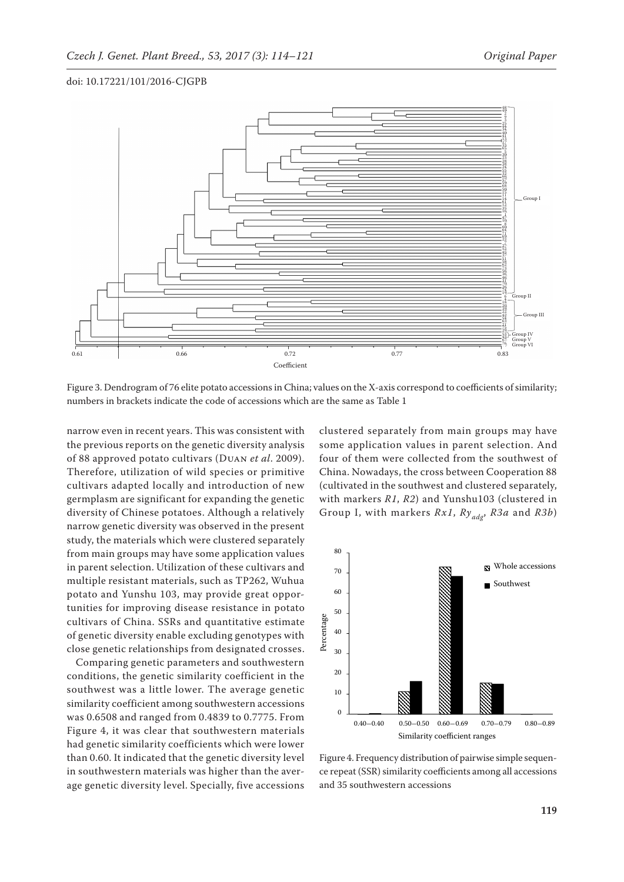Figure 3. Dendrogram of 76 elite potato accessions in China; values on the X-axis correspond to coefficients of similarity; numbers in brackets indicate the code of accessions which are the same as Table 1

narrow even in recent years. This was consistent with the previous reports on the genetic diversity analysis of 88 approved potato cultivars (Duan *et al*. 2009). Therefore, utilization of wild species or primitive cultivars adapted locally and introduction of new germplasm are significant for expanding the genetic diversity of Chinese potatoes. Although a relatively narrow genetic diversity was observed in the present study, the materials which were clustered separately from main groups may have some application values in parent selection. Utilization of these cultivars and multiple resistant materials, such as TP262, Wuhua potato and Yunshu 103, may provide great opportunities for improving disease resistance in potato cultivars of China. SSRs and quantitative estimate of genetic diversity enable excluding genotypes with close genetic relationships from designated crosses.

Comparing genetic parameters and southwestern conditions, the genetic similarity coefficient in the southwest was a little lower. The average genetic similarity coefficient among southwestern accessions was 0.6508 and ranged from 0.4839 to 0.7775. From Figure 4, it was clear that southwestern materials had genetic similarity coefficients which were lower than 0.60. It indicated that the genetic diversity level in southwestern materials was higher than the average genetic diversity level. Specially, five accessions clustered separately from main groups may have some application values in parent selection. And four of them were collected from the southwest of China. Nowadays, the cross between Cooperation 88 (cultivated in the southwest and clustered separately, with markers *R1*, *R2*) and Yunshu103 (clustered in Group I, with markers *Rx1*, $Ry_{adg}$, *R3a* and *R3b*)

Figure 4. Frequency distribution of pairwise simple sequence repeat (SSR) similarity coefficients among all accessions and 35 southwestern accessions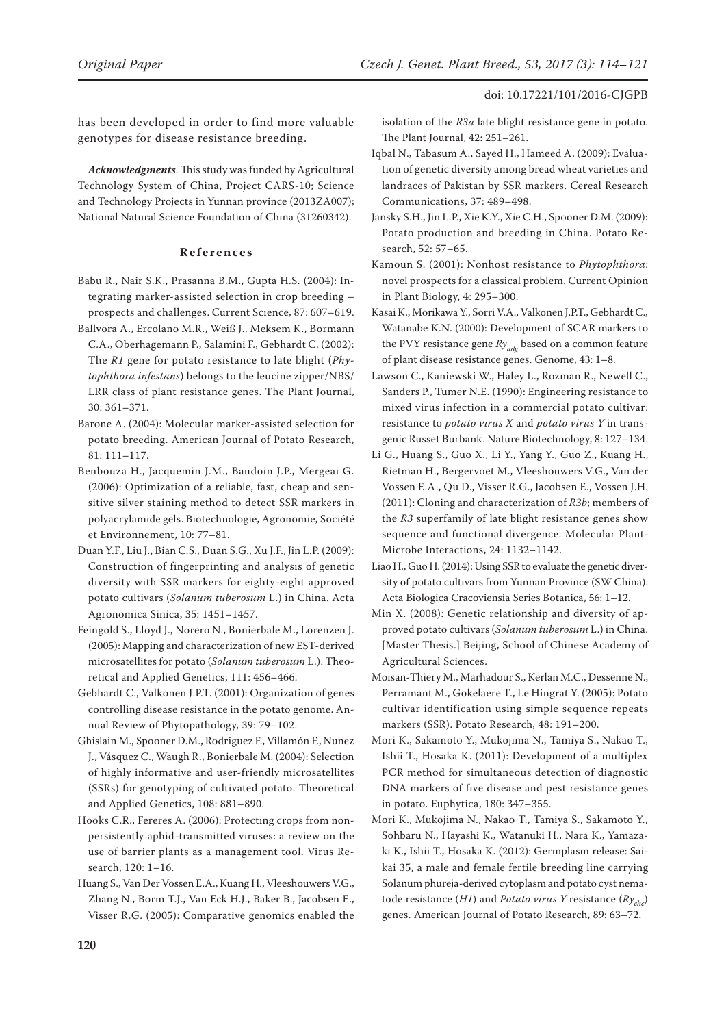has been developed in order to find more valuable genotypes for disease resistance breeding.

***Acknowledgments***. This study was funded by Agricultural Technology System of China, Project CARS-10; Science and Technology Projects in Yunnan province (2013ZA007); National Natural Science Foundation of China (31260342).

## References

Babu R., Nair S.K., Prasanna B.M., Gupta H.S. (2004): Integrating marker-assisted selection in crop breeding – prospects and challenges. Current Science, 87: 607–619.

Ballvora A., Ercolano M.R., Weiß J., Meksem K., Bormann C.A., Oberhagemann P., Salamini F., Gebhardt C. (2002): The *R1* gene for potato resistance to late blight (*Phytophthora infestans*) belongs to the leucine zipper/NBS/LRR class of plant resistance genes. The Plant Journal, 30: 361–371.

Barone A. (2004): Molecular marker-assisted selection for potato breeding. American Journal of Potato Research, 81: 111–117.

Benbouza H., Jacquemin J.M., Baudoin J.P., Mergeai G. (2006): Optimization of a reliable, fast, cheap and sensitive silver staining method to detect SSR markers in polyacrylamide gels. Biotechnologie, Agronomie, Société et Environnement, 10: 77–81.

Duan Y.F., Liu J., Bian C.S., Duan S.G., Xu J.F., Jin L.P. (2009): Construction of fingerprinting and analysis of genetic diversity with SSR markers for eighty-eight approved potato cultivars (*Solanum tuberosum* L.) in China. Acta Agronomica Sinica, 35: 1451–1457.

Feingold S., Lloyd J., Norero N., Bonierbale M., Lorenzen J. (2005): Mapping and characterization of new EST-derived microsatellites for potato (*Solanum tuberosum* L.). Theoretical and Applied Genetics, 111: 456–466.

Gebhardt C., Valkonen J.P.T. (2001): Organization of genes controlling disease resistance in the potato genome. Annual Review of Phytopathology, 39: 79–102.

Ghislain M., Spooner D.M., Rodriguez F., Villamón F., Nunez J., Vásquez C., Waugh R., Bonierbale M. (2004): Selection of highly informative and user-friendly microsatellites (SSRs) for genotyping of cultivated potato. Theoretical and Applied Genetics, 108: 881–890.

Hooks C.R., Fereres A. (2006): Protecting crops from non-persistently aphid-transmitted viruses: a review on the use of barrier plants as a management tool. Virus Research, 120: 1–16.

Huang S., Van Der Vossen E.A., Kuang H., Vleeshouwers V.G., Zhang N., Borm T.J., Van Eck H.J., Baker B., Jacobsen E., Visser R.G. (2005): Comparative genomics enabled the isolation of the *R3a* late blight resistance gene in potato. The Plant Journal, 42: 251–261.

Iqbal N., Tabasum A., Sayed H., Hameed A. (2009): Evaluation of genetic diversity among bread wheat varieties and landraces of Pakistan by SSR markers. Cereal Research Communications, 37: 489–498.

Jansky S.H., Jin L.P., Xie K.Y., Xie C.H., Spooner D.M. (2009): Potato production and breeding in China. Potato Research, 52: 57–65.

Kamoun S. (2001): Nonhost resistance to *Phytophthora*: novel prospects for a classical problem. Current Opinion in Plant Biology, 4: 295–300.

Kasai K., Morikawa Y., Sorri V.A., Valkonen J.P.T., Gebhardt C., Watanabe K.N. (2000): Development of SCAR markers to the PVY resistance gene $Ry_{adg}$ based on a common feature of plant disease resistance genes. Genome, 43: 1–8.

Lawson C., Kaniewski W., Haley L., Rozman R., Newell C., Sanders P., Tumer N.E. (1990): Engineering resistance to mixed virus infection in a commercial potato cultivar: resistance to *potato virus X* and *potato virus Y* in transgenic Russet Burbank. Nature Biotechnology, 8: 127–134.

Li G., Huang S., Guo X., Li Y., Yang Y., Guo Z., Kuang H., Rietman H., Bergervoet M., Vleeshouwers V.G., Van der Vossen E.A., Qu D., Visser R.G., Jacobsen E., Vossen J.H. (2011): Cloning and characterization of *R3b*; members of the *R3* superfamily of late blight resistance genes show sequence and functional divergence. Molecular Plant-Microbe Interactions, 24: 1132–1142.

Liao H., Guo H. (2014): Using SSR to evaluate the genetic diversity of potato cultivars from Yunnan Province (SW China). Acta Biologica Cracoviensia Series Botanica, 56: 1–12.

Min X. (2008): Genetic relationship and diversity of approved potato cultivars (*Solanum tuberosum* L.) in China. [Master Thesis.] Beijing, School of Chinese Academy of Agricultural Sciences.

Moisan-Thiery M., Marhadour S., Kerlan M.C., Dessenne N., Perramant M., Gokelaere T., Le Hingrat Y. (2005): Potato cultivar identification using simple sequence repeats markers (SSR). Potato Research, 48: 191–200.

Mori K., Sakamoto Y., Mukojima N., Tamiya S., Nakao T., Ishii T., Hosaka K. (2011): Development of a multiplex PCR method for simultaneous detection of diagnostic DNA markers of five disease and pest resistance genes in potato. Euphytica, 180: 347–355.

Mori K., Mukojima N., Nakao T., Tamiya S., Sakamoto Y., Sohbaru N., Hayashi K., Watanuki H., Nara K., Yamazaki K., Ishii T., Hosaka K. (2012): Germplasm release: Saikai 35, a male and female fertile breeding line carrying Solanum phureja-derived cytoplasm and potato cyst nematode resistance (*H1*) and *Potato virus Y* resistance ($Ry_{chc}$) genes. American Journal of Potato Research, 89: 63–72.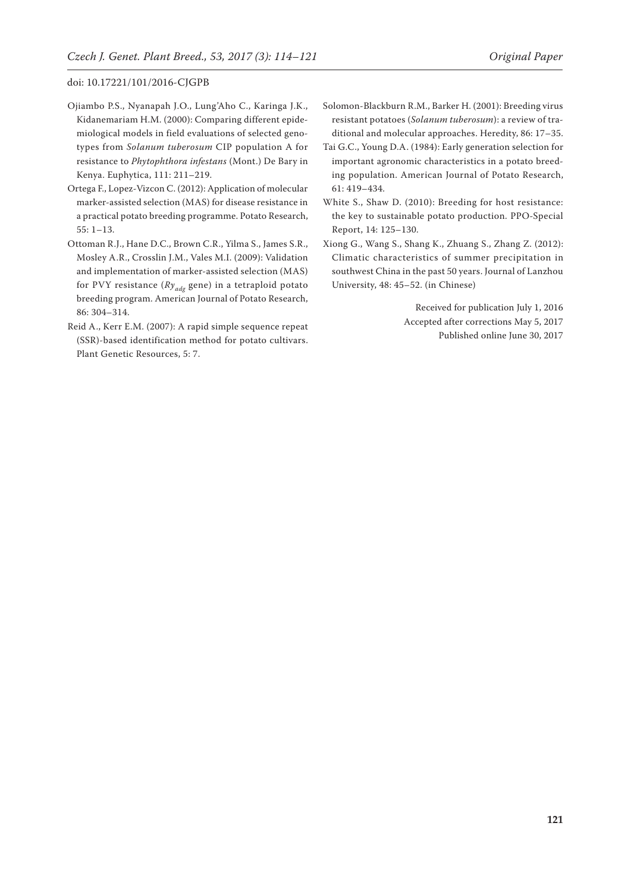Ojiambo P.S., Nyanapah J.O., Lung'Aho C., Karinga J.K., Kidanemariam H.M. (2000): Comparing different epidemiological models in field evaluations of selected genotypes from *Solanum tuberosum* CIP population A for resistance to *Phytophthora infestans* (Mont.) De Bary in Kenya. Euphytica, 111: 211–219.

Ortega F., Lopez-Vizcon C. (2012): Application of molecular marker-assisted selection (MAS) for disease resistance in a practical potato breeding programme. Potato Research, 55: 1–13.

Ottoman R.J., Hane D.C., Brown C.R., Yilma S., James S.R., Mosley A.R., Crosslin J.M., Vales M.I. (2009): Validation and implementation of marker-assisted selection (MAS) for PVY resistance ($Ry_{adg}$ gene) in a tetraploid potato breeding program. American Journal of Potato Research, 86: 304–314.

Reid A., Kerr E.M. (2007): A rapid simple sequence repeat (SSR)-based identification method for potato cultivars. Plant Genetic Resources, 5: 7.

Solomon-Blackburn R.M., Barker H. (2001): Breeding virus resistant potatoes (*Solanum tuberosum*): a review of traditional and molecular approaches. Heredity, 86: 17–35.

Tai G.C., Young D.A. (1984): Early generation selection for important agronomic characteristics in a potato breeding population. American Journal of Potato Research, 61: 419–434.

White S., Shaw D. (2010): Breeding for host resistance: the key to sustainable potato production. PPO-Special Report, 14: 125–130.

Xiong G., Wang S., Shang K., Zhuang S., Zhang Z. (2012): Climatic characteristics of summer precipitation in southwest China in the past 50 years. Journal of Lanzhou University, 48: 45–52. (in Chinese)

Received for publication July 1, 2016
Accepted after corrections May 5, 2017
Published online June 30, 2017